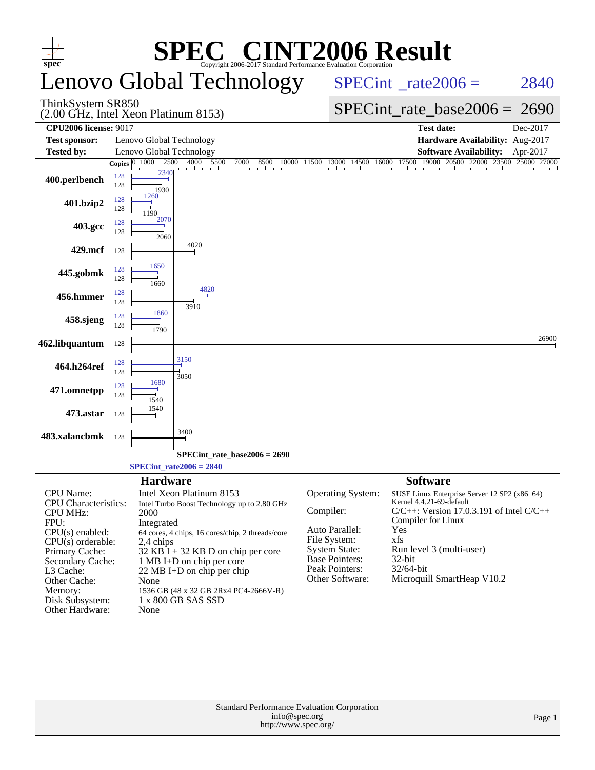# SPEC® CINT2006 Result

Copyright 2006-2017 Standard Performance Evaluation Corporation

## Lenovo Global Technology

ThinkSystem SR850
(2.00 GHz, Intel Xeon Platinum 8153)

SPECint_rate2006 = 2840

SPECint_rate_base2006 = 2690

| | | | |
|---|---|---|---|
| **CPU2006 license:** 9017 | | **Test date:** | Dec-2017 |
| **Test sponsor:** | Lenovo Global Technology | **Hardware Availability:** | Aug-2017 |
| **Tested by:** | Lenovo Global Technology | **Software Availability:** | Apr-2017 |

| Benchmark | Copies (peak) | Peak | Copies (base) | Base |
|---|---|---|---|---|
| 400.perlbench | 128 | 2340 | 128 | 1930 |
| 401.bzip2 | 128 | 1260 | 128 | 1190 |
| 403.gcc | 128 | 2070 | 128 | 2060 |
| 429.mcf | | | 128 | 4020 |
| 445.gobmk | 128 | 1650 | 128 | 1660 |
| 456.hmmer | 128 | 4820 | 128 | 3910 |
| 458.sjeng | 128 | 1860 | 128 | 1790 |
| 462.libquantum | | | 128 | 26900 |
| 464.h264ref | 128 | 3150 | 128 | 3050 |
| 471.omnetpp | 128 | 1680 | 128 | 1540 |
| 473.astar | | | 128 | 1540 |
| 483.xalancbmk | | | 128 | 3400 |

SPECint_rate_base2006 = 2690

SPECint_rate2006 = 2840

### Hardware

| | |
|---|---|
| CPU Name: | Intel Xeon Platinum 8153 |
| CPU Characteristics: | Intel Turbo Boost Technology up to 2.80 GHz |
| CPU MHz: | 2000 |
| FPU: | Integrated |
| CPU(s) enabled: | 64 cores, 4 chips, 16 cores/chip, 2 threads/core |
| CPU(s) orderable: | 2,4 chips |
| Primary Cache: | 32 KB I + 32 KB D on chip per core |
| Secondary Cache: | 1 MB I+D on chip per core |
| L3 Cache: | 22 MB I+D on chip per chip |
| Other Cache: | None |
| Memory: | 1536 GB (48 x 32 GB 2Rx4 PC4-2666V-R) |
| Disk Subsystem: | 1 x 800 GB SAS SSD |
| Other Hardware: | None |

### Software

| | |
|---|---|
| Operating System: | SUSE Linux Enterprise Server 12 SP2 (x86_64) Kernel 4.4.21-69-default |
| Compiler: | C/C++: Version 17.0.3.191 of Intel C/C++ Compiler for Linux |
| Auto Parallel: | Yes |
| File System: | xfs |
| System State: | Run level 3 (multi-user) |
| Base Pointers: | 32-bit |
| Peak Pointers: | 32/64-bit |
| Other Software: | Microquill SmartHeap V10.2 |

Standard Performance Evaluation Corporation
info@spec.org
http://www.spec.org/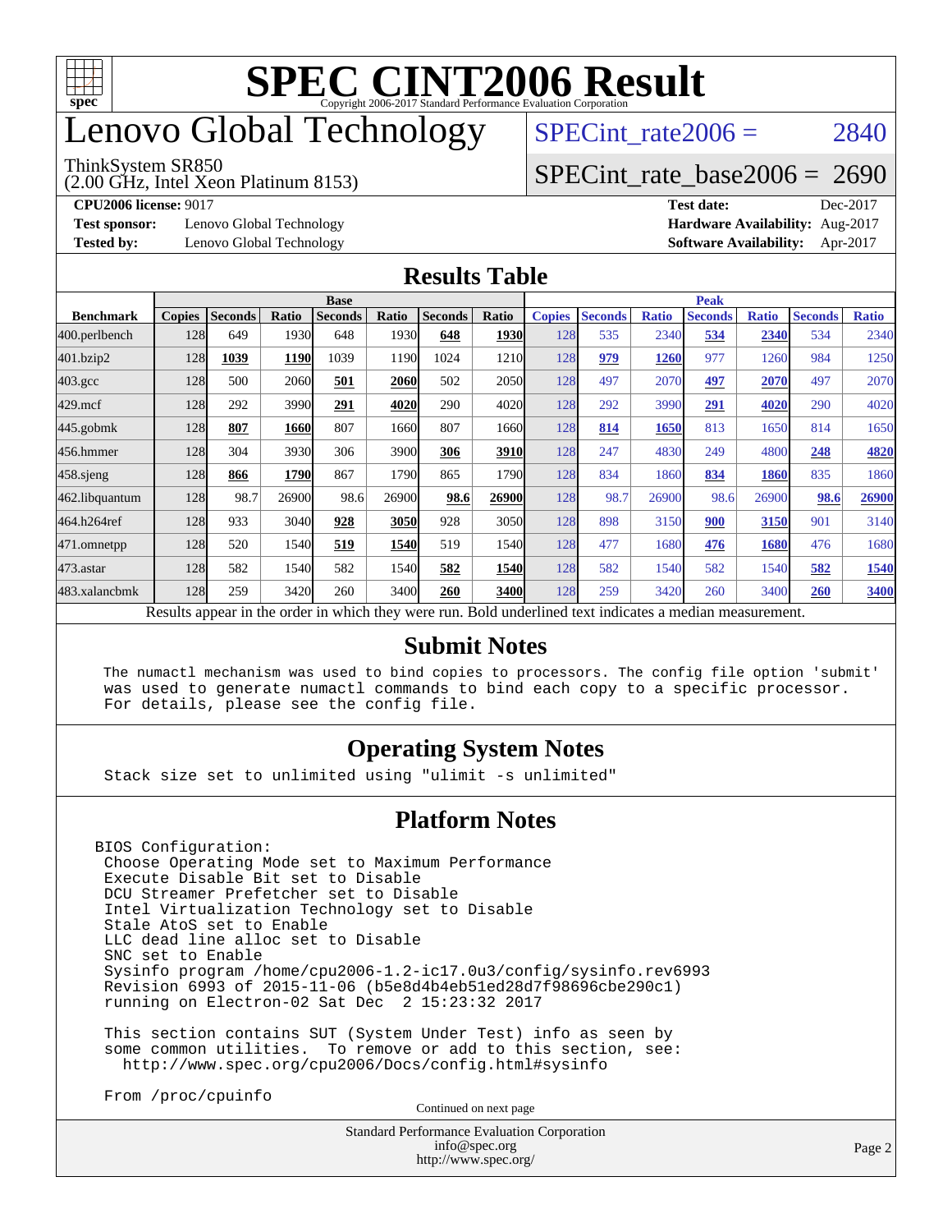# SPEC CINT2006 Result

Copyright 2006-2017 Standard Performance Evaluation Corporation

# Lenovo Global Technology

ThinkSystem SR850
(2.00 GHz, Intel Xeon Platinum 8153)

SPECint_rate2006 = 2840

SPECint_rate_base2006 = 2690

**CPU2006 license:** 9017
**Test sponsor:** Lenovo Global Technology
**Tested by:** Lenovo Global Technology

**Test date:** Dec-2017
**Hardware Availability:** Aug-2017
**Software Availability:** Apr-2017

## Results Table

| Benchmark | Base | | | | | | | Peak | | | | | | |
|---|---|---|---|---|---|---|---|---|---|---|---|---|---|---|
| | Copies | Seconds | Ratio | Seconds | Ratio | Seconds | Ratio | Copies | Seconds | Ratio | Seconds | Ratio | Seconds | Ratio |
| 400.perlbench | 128 | 649 | 1930 | 648 | 1930 | **648** | **1930** | 128 | 535 | 2340 | **534** | **2340** | 534 | 2340 |
| 401.bzip2 | 128 | **1039** | **1190** | 1039 | 1190 | 1024 | 1210 | 128 | **979** | **1260** | 977 | 1260 | 984 | 1250 |
| 403.gcc | 128 | 500 | 2060 | **501** | **2060** | 502 | 2050 | 128 | 497 | 2070 | **497** | **2070** | 497 | 2070 |
| 429.mcf | 128 | 292 | 3990 | **291** | **4020** | 290 | 4020 | 128 | 292 | 3990 | **291** | **4020** | 290 | 4020 |
| 445.gobmk | 128 | **807** | **1660** | 807 | 1660 | 807 | 1660 | 128 | **814** | **1650** | 813 | 1650 | 814 | 1650 |
| 456.hmmer | 128 | 304 | 3930 | 306 | 3900 | **306** | **3910** | 128 | 247 | 4830 | 249 | 4800 | **248** | **4820** |
| 458.sjeng | 128 | **866** | **1790** | 867 | 1790 | 865 | 1790 | 128 | 834 | 1860 | **834** | **1860** | 835 | 1860 |
| 462.libquantum | 128 | 98.7 | 26900 | 98.6 | 26900 | **98.6** | **26900** | 128 | 98.7 | 26900 | 98.6 | 26900 | **98.6** | **26900** |
| 464.h264ref | 128 | 933 | 3040 | **928** | **3050** | 928 | 3050 | 128 | 898 | 3150 | **900** | **3150** | 901 | 3140 |
| 471.omnetpp | 128 | 520 | 1540 | **519** | **1540** | 519 | 1540 | 128 | 477 | 1680 | **476** | **1680** | 476 | 1680 |
| 473.astar | 128 | 582 | 1540 | 582 | 1540 | **582** | **1540** | 128 | 582 | 1540 | 582 | 1540 | **582** | **1540** |
| 483.xalancbmk | 128 | 259 | 3420 | 260 | 3400 | **260** | **3400** | 128 | 259 | 3420 | 260 | 3400 | **260** | **3400** |

Results appear in the order in which they were run. Bold underlined text indicates a median measurement.

## Submit Notes

```
The numactl mechanism was used to bind copies to processors. The config file option 'submit'
was used to generate numactl commands to bind each copy to a specific processor.
For details, please see the config file.
```

## Operating System Notes

```
Stack size set to unlimited using "ulimit -s unlimited"
```

## Platform Notes

```
BIOS Configuration:
 Choose Operating Mode set to Maximum Performance
 Execute Disable Bit set to Disable
 DCU Streamer Prefetcher set to Disable
 Intel Virtualization Technology set to Disable
 Stale AtoS set to Enable
 LLC dead line alloc set to Disable
 SNC set to Enable
 Sysinfo program /home/cpu2006-1.2-ic17.0u3/config/sysinfo.rev6993
 Revision 6993 of 2015-11-06 (b5e8d4b4eb51ed28d7f98696cbe290c1)
 running on Electron-02 Sat Dec  2 15:23:32 2017

 This section contains SUT (System Under Test) info as seen by
 some common utilities.  To remove or add to this section, see:
   http://www.spec.org/cpu2006/Docs/config.html#sysinfo

 From /proc/cpuinfo
```

Continued on next page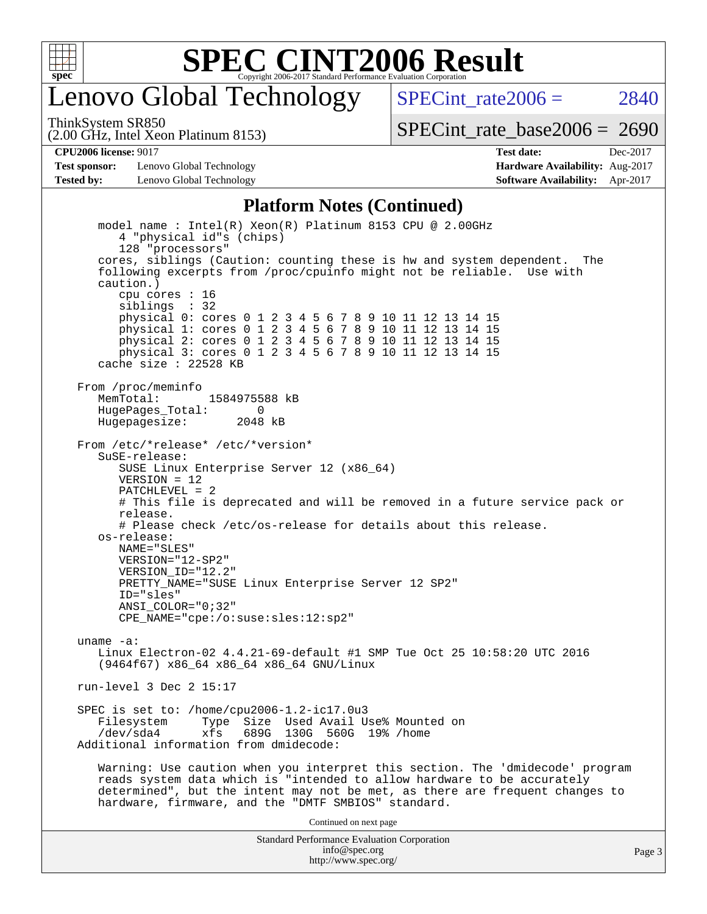# SPEC CINT2006 Result

## Lenovo Global Technology

ThinkSystem SR850
(2.00 GHz, Intel Xeon Platinum 8153)

SPECint_rate2006 = 2840

SPECint_rate_base2006 = 2690

**CPU2006 license:** 9017
**Test sponsor:** Lenovo Global Technology
**Tested by:** Lenovo Global Technology

**Test date:** Dec-2017
**Hardware Availability:** Aug-2017
**Software Availability:** Apr-2017

### Platform Notes (Continued)

```
    model name : Intel(R) Xeon(R) Platinum 8153 CPU @ 2.00GHz
       4 "physical id"s (chips)
       128 "processors"
    cores, siblings (Caution: counting these is hw and system dependent.  The
    following excerpts from /proc/cpuinfo might not be reliable.  Use with
    caution.)
       cpu cores : 16
       siblings  : 32
       physical 0: cores 0 1 2 3 4 5 6 7 8 9 10 11 12 13 14 15
       physical 1: cores 0 1 2 3 4 5 6 7 8 9 10 11 12 13 14 15
       physical 2: cores 0 1 2 3 4 5 6 7 8 9 10 11 12 13 14 15
       physical 3: cores 0 1 2 3 4 5 6 7 8 9 10 11 12 13 14 15
    cache size : 22528 KB

 From /proc/meminfo
    MemTotal:       1584975588 kB
    HugePages_Total:       0
    Hugepagesize:       2048 kB

 From /etc/*release* /etc/*version*
    SuSE-release:
       SUSE Linux Enterprise Server 12 (x86_64)
       VERSION = 12
       PATCHLEVEL = 2
       # This file is deprecated and will be removed in a future service pack or
       release.
       # Please check /etc/os-release for details about this release.
    os-release:
       NAME="SLES"
       VERSION="12-SP2"
       VERSION_ID="12.2"
       PRETTY_NAME="SUSE Linux Enterprise Server 12 SP2"
       ID="sles"
       ANSI_COLOR="0;32"
       CPE_NAME="cpe:/o:suse:sles:12:sp2"

 uname -a:
    Linux Electron-02 4.4.21-69-default #1 SMP Tue Oct 25 10:58:20 UTC 2016
    (9464f67) x86_64 x86_64 x86_64 GNU/Linux

 run-level 3 Dec 2 15:17

 SPEC is set to: /home/cpu2006-1.2-ic17.0u3
    Filesystem     Type  Size  Used Avail Use% Mounted on
    /dev/sda4      xfs   689G  130G  560G  19% /home
 Additional information from dmidecode:

    Warning: Use caution when you interpret this section. The 'dmidecode' program
    reads system data which is "intended to allow hardware to be accurately
    determined", but the intent may not be met, as there are frequent changes to
    hardware, firmware, and the "DMTF SMBIOS" standard.
```

Continued on next page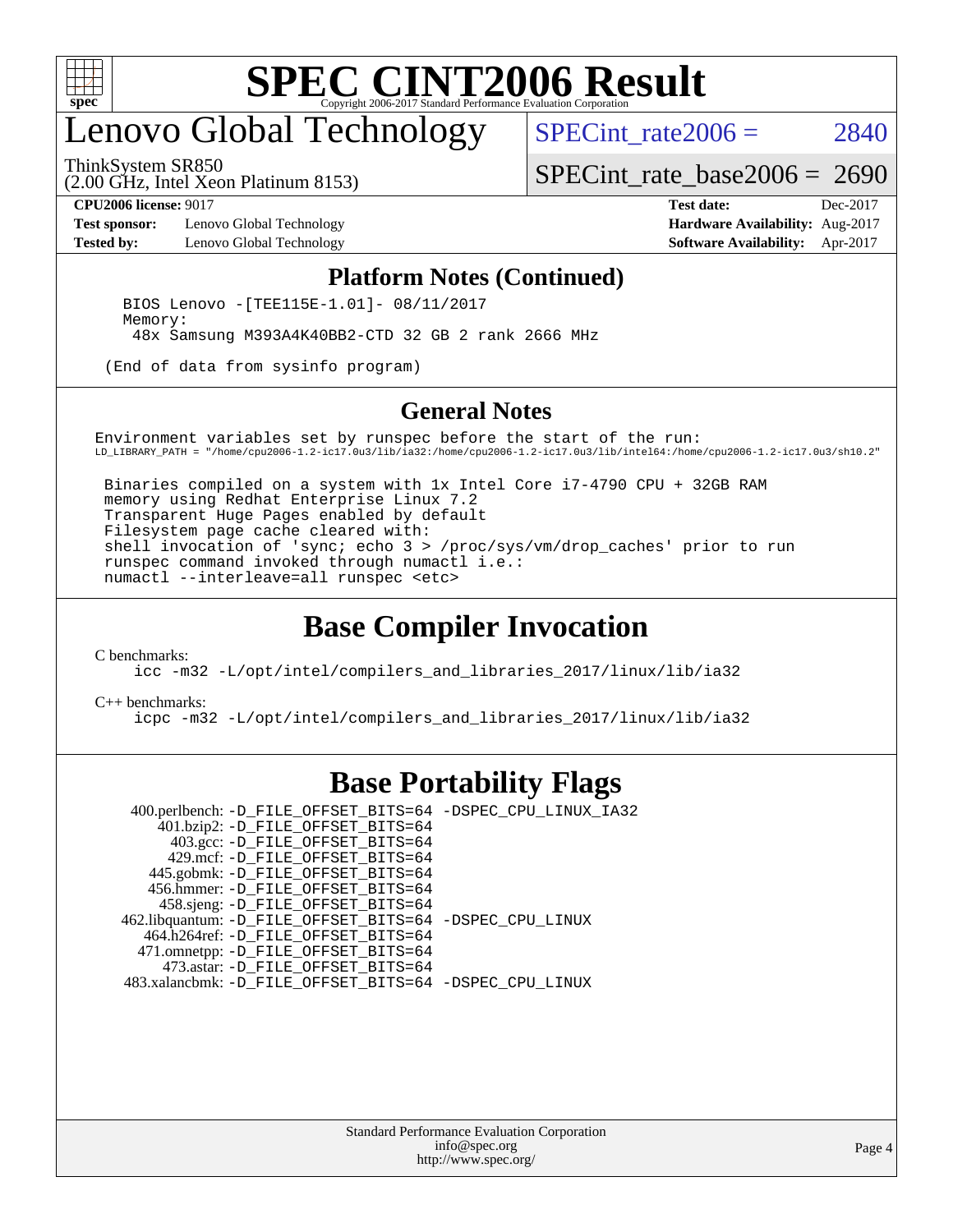# SPEC CINT2006 Result

## Lenovo Global Technology

ThinkSystem SR850
(2.00 GHz, Intel Xeon Platinum 8153)

SPECint_rate2006 = 2840

SPECint_rate_base2006 = 2690

**CPU2006 license:** 9017
**Test sponsor:** Lenovo Global Technology
**Tested by:** Lenovo Global Technology
**Test date:** Dec-2017
**Hardware Availability:** Aug-2017
**Software Availability:** Apr-2017

### Platform Notes (Continued)

```
BIOS Lenovo -[TEE115E-1.01]- 08/11/2017
Memory:
 48x Samsung M393A4K40BB2-CTD 32 GB 2 rank 2666 MHz

(End of data from sysinfo program)
```

### General Notes

```
Environment variables set by runspec before the start of the run:
LD_LIBRARY_PATH = "/home/cpu2006-1.2-ic17.0u3/lib/ia32:/home/cpu2006-1.2-ic17.0u3/lib/intel64:/home/cpu2006-1.2-ic17.0u3/sh10.2"

 Binaries compiled on a system with 1x Intel Core i7-4790 CPU + 32GB RAM
 memory using Redhat Enterprise Linux 7.2
 Transparent Huge Pages enabled by default
 Filesystem page cache cleared with:
 shell invocation of 'sync; echo 3 > /proc/sys/vm/drop_caches' prior to run
 runspec command invoked through numactl i.e.:
 numactl --interleave=all runspec <etc>
```

## Base Compiler Invocation

C benchmarks:
```
icc -m32 -L/opt/intel/compilers_and_libraries_2017/linux/lib/ia32
```

C++ benchmarks:
```
icpc -m32 -L/opt/intel/compilers_and_libraries_2017/linux/lib/ia32
```

## Base Portability Flags

```
 400.perlbench: -D_FILE_OFFSET_BITS=64 -DSPEC_CPU_LINUX_IA32
     401.bzip2: -D_FILE_OFFSET_BITS=64
       403.gcc: -D_FILE_OFFSET_BITS=64
       429.mcf: -D_FILE_OFFSET_BITS=64
     445.gobmk: -D_FILE_OFFSET_BITS=64
    456.hmmer: -D_FILE_OFFSET_BITS=64
     458.sjeng: -D_FILE_OFFSET_BITS=64
462.libquantum: -D_FILE_OFFSET_BITS=64 -DSPEC_CPU_LINUX
   464.h264ref: -D_FILE_OFFSET_BITS=64
   471.omnetpp: -D_FILE_OFFSET_BITS=64
     473.astar: -D_FILE_OFFSET_BITS=64
 483.xalancbmk: -D_FILE_OFFSET_BITS=64 -DSPEC_CPU_LINUX
```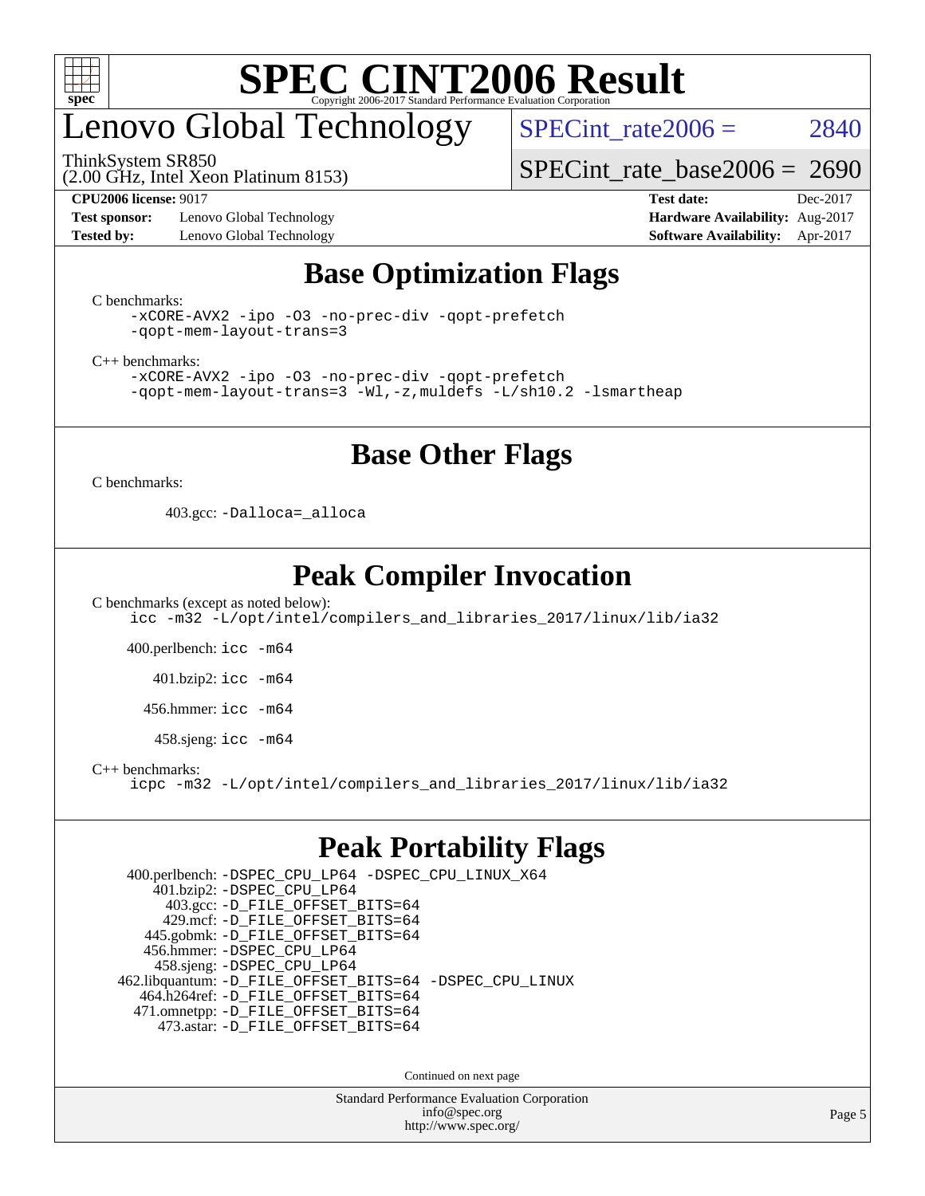# SPEC CINT2006 Result

# Lenovo Global Technology

ThinkSystem SR850
(2.00 GHz, Intel Xeon Platinum 8153)

SPECint_rate2006 = 2840

SPECint_rate_base2006 = 2690

**CPU2006 license:** 9017 **Test date:** Dec-2017

**Test sponsor:** Lenovo Global Technology **Hardware Availability:** Aug-2017

**Tested by:** Lenovo Global Technology **Software Availability:** Apr-2017

## Base Optimization Flags

C benchmarks:

```
-xCORE-AVX2 -ipo -O3 -no-prec-div -qopt-prefetch
-qopt-mem-layout-trans=3
```

C++ benchmarks:

```
-xCORE-AVX2 -ipo -O3 -no-prec-div -qopt-prefetch
-qopt-mem-layout-trans=3 -Wl,-z,muldefs -L/sh10.2 -lsmartheap
```

## Base Other Flags

C benchmarks:

403.gcc: `-Dalloca=_alloca`

## Peak Compiler Invocation

C benchmarks (except as noted below):

```
icc -m32 -L/opt/intel/compilers_and_libraries_2017/linux/lib/ia32
```

400.perlbench: `icc -m64`

401.bzip2: `icc -m64`

456.hmmer: `icc -m64`

458.sjeng: `icc -m64`

C++ benchmarks:

```
icpc -m32 -L/opt/intel/compilers_and_libraries_2017/linux/lib/ia32
```

## Peak Portability Flags

400.perlbench: `-DSPEC_CPU_LP64 -DSPEC_CPU_LINUX_X64`
401.bzip2: `-DSPEC_CPU_LP64`
403.gcc: `-D_FILE_OFFSET_BITS=64`
429.mcf: `-D_FILE_OFFSET_BITS=64`
445.gobmk: `-D_FILE_OFFSET_BITS=64`
456.hmmer: `-DSPEC_CPU_LP64`
458.sjeng: `-DSPEC_CPU_LP64`
462.libquantum: `-D_FILE_OFFSET_BITS=64 -DSPEC_CPU_LINUX`
464.h264ref: `-D_FILE_OFFSET_BITS=64`
471.omnetpp: `-D_FILE_OFFSET_BITS=64`
473.astar: `-D_FILE_OFFSET_BITS=64`

Continued on next page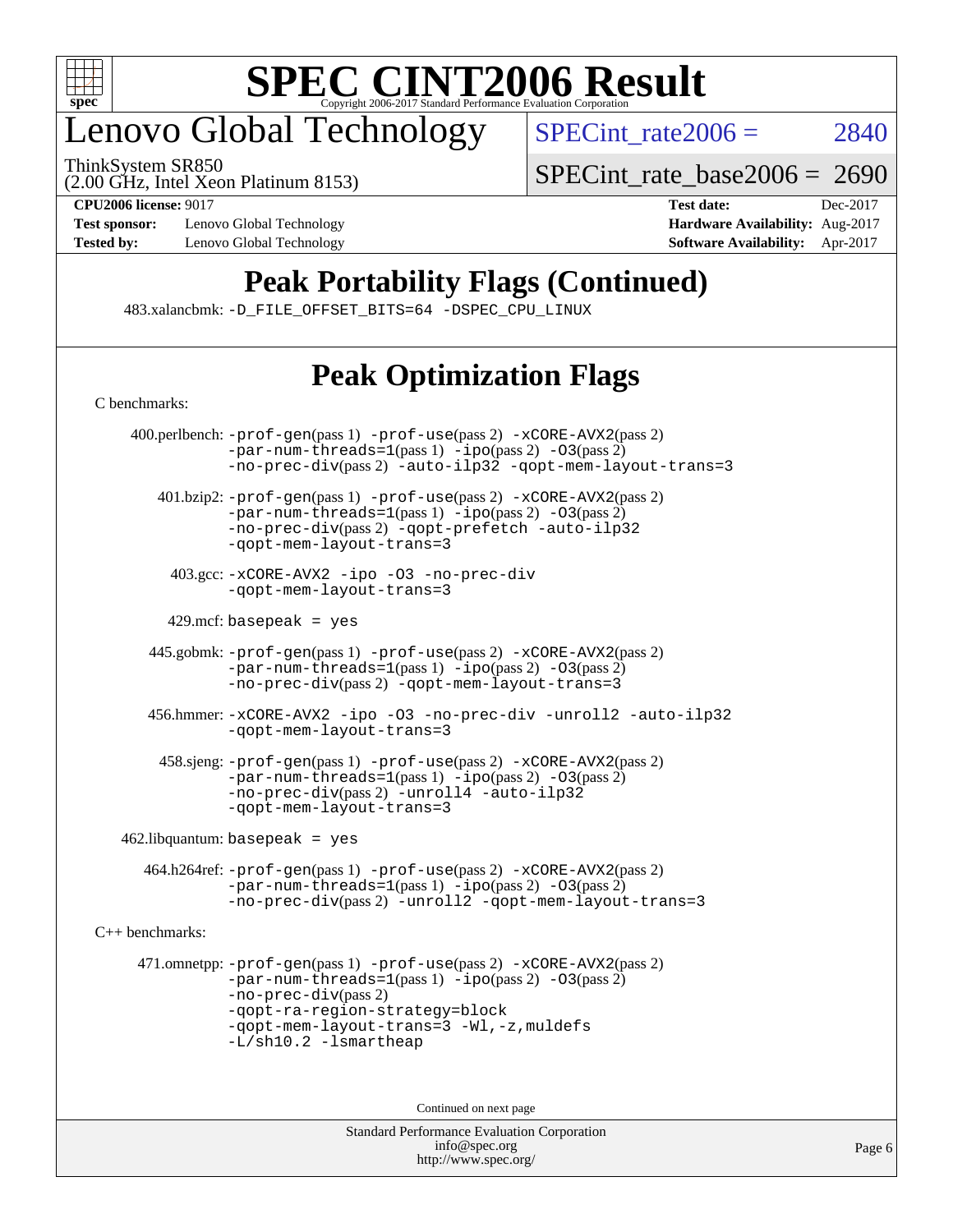# Peak Portability Flags (Continued)

483.xalancbmk: -D_FILE_OFFSET_BITS=64 -DSPEC_CPU_LINUX

# Peak Optimization Flags

C benchmarks:

400.perlbench: -prof-gen(pass 1) -prof-use(pass 2) -xCORE-AVX2(pass 2) -par-num-threads=1(pass 1) -ipo(pass 2) -O3(pass 2) -no-prec-div(pass 2) -auto-ilp32 -qopt-mem-layout-trans=3

401.bzip2: -prof-gen(pass 1) -prof-use(pass 2) -xCORE-AVX2(pass 2) -par-num-threads=1(pass 1) -ipo(pass 2) -O3(pass 2) -no-prec-div(pass 2) -qopt-prefetch -auto-ilp32 -qopt-mem-layout-trans=3

403.gcc: -xCORE-AVX2 -ipo -O3 -no-prec-div -qopt-mem-layout-trans=3

429.mcf: basepeak = yes

445.gobmk: -prof-gen(pass 1) -prof-use(pass 2) -xCORE-AVX2(pass 2) -par-num-threads=1(pass 1) -ipo(pass 2) -O3(pass 2) -no-prec-div(pass 2) -qopt-mem-layout-trans=3

456.hmmer: -xCORE-AVX2 -ipo -O3 -no-prec-div -unroll2 -auto-ilp32 -qopt-mem-layout-trans=3

458.sjeng: -prof-gen(pass 1) -prof-use(pass 2) -xCORE-AVX2(pass 2) -par-num-threads=1(pass 1) -ipo(pass 2) -O3(pass 2) -no-prec-div(pass 2) -unroll4 -auto-ilp32 -qopt-mem-layout-trans=3

462.libquantum: basepeak = yes

464.h264ref: -prof-gen(pass 1) -prof-use(pass 2) -xCORE-AVX2(pass 2) -par-num-threads=1(pass 1) -ipo(pass 2) -O3(pass 2) -no-prec-div(pass 2) -unroll2 -qopt-mem-layout-trans=3

C++ benchmarks:

471.omnetpp: -prof-gen(pass 1) -prof-use(pass 2) -xCORE-AVX2(pass 2) -par-num-threads=1(pass 1) -ipo(pass 2) -O3(pass 2) -no-prec-div(pass 2) -qopt-ra-region-strategy=block -qopt-mem-layout-trans=3 -Wl,-z,muldefs -L/sh10.2 -lsmartheap

Continued on next page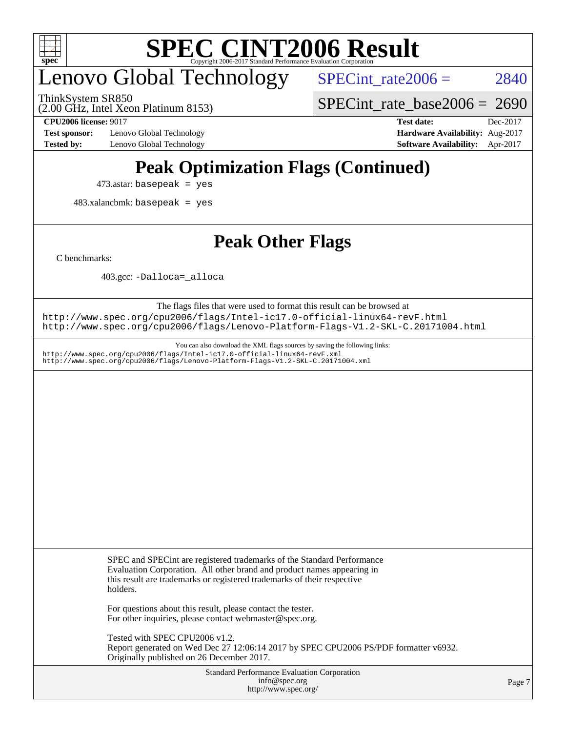# Lenovo Global Technology

ThinkSystem SR850
(2.00 GHz, Intel Xeon Platinum 8153)

SPECint_rate2006 = 2840

SPECint_rate_base2006 = 2690

**CPU2006 license:** 9017
**Test sponsor:** Lenovo Global Technology
**Tested by:** Lenovo Global Technology

**Test date:** Dec-2017
**Hardware Availability:** Aug-2017
**Software Availability:** Apr-2017

## Peak Optimization Flags (Continued)

473.astar: basepeak = yes

483.xalancbmk: basepeak = yes

## Peak Other Flags

C benchmarks:

403.gcc: -Dalloca=_alloca

The flags files that were used to format this result can be browsed at
http://www.spec.org/cpu2006/flags/Intel-ic17.0-official-linux64-revF.html
http://www.spec.org/cpu2006/flags/Lenovo-Platform-Flags-V1.2-SKL-C.20171004.html

You can also download the XML flags sources by saving the following links:
http://www.spec.org/cpu2006/flags/Intel-ic17.0-official-linux64-revF.xml
http://www.spec.org/cpu2006/flags/Lenovo-Platform-Flags-V1.2-SKL-C.20171004.xml

SPEC and SPECint are registered trademarks of the Standard Performance Evaluation Corporation. All other brand and product names appearing in this result are trademarks or registered trademarks of their respective holders.

For questions about this result, please contact the tester.
For other inquiries, please contact webmaster@spec.org.

Tested with SPEC CPU2006 v1.2.
Report generated on Wed Dec 27 12:06:14 2017 by SPEC CPU2006 PS/PDF formatter v6932.
Originally published on 26 December 2017.